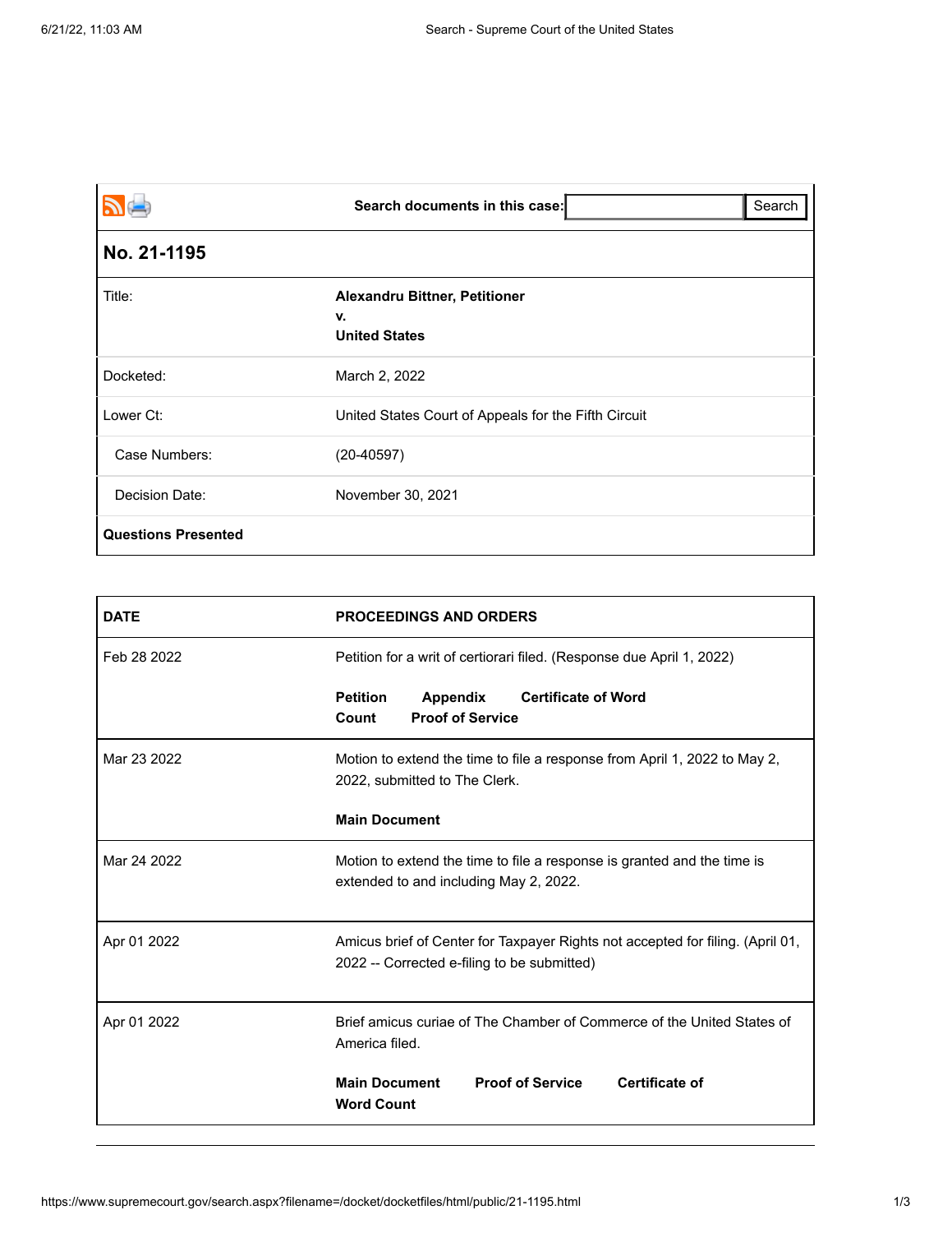Search documents in this case: Search

## No. 21-1195

| | |
|---|---|
| Title: | **Alexandru Bittner, Petitioner v. United States** |
| Docketed: | March 2, 2022 |
| Lower Ct: | United States Court of Appeals for the Fifth Circuit |
| Case Numbers: | (20-40597) |
| Decision Date: | November 30, 2021 |
| **Questions Presented** | |

| DATE | PROCEEDINGS AND ORDERS |
|---|---|
| Feb 28 2022 | Petition for a writ of certiorari filed. (Response due April 1, 2022) **Petition** **Appendix** **Certificate of Word Count** **Proof of Service** |
| Mar 23 2022 | Motion to extend the time to file a response from April 1, 2022 to May 2, 2022, submitted to The Clerk. **Main Document** |
| Mar 24 2022 | Motion to extend the time to file a response is granted and the time is extended to and including May 2, 2022. |
| Apr 01 2022 | Amicus brief of Center for Taxpayer Rights not accepted for filing. (April 01, 2022 -- Corrected e-filing to be submitted) |
| Apr 01 2022 | Brief amicus curiae of The Chamber of Commerce of the United States of America filed. **Main Document** **Proof of Service** **Certificate of Word Count** |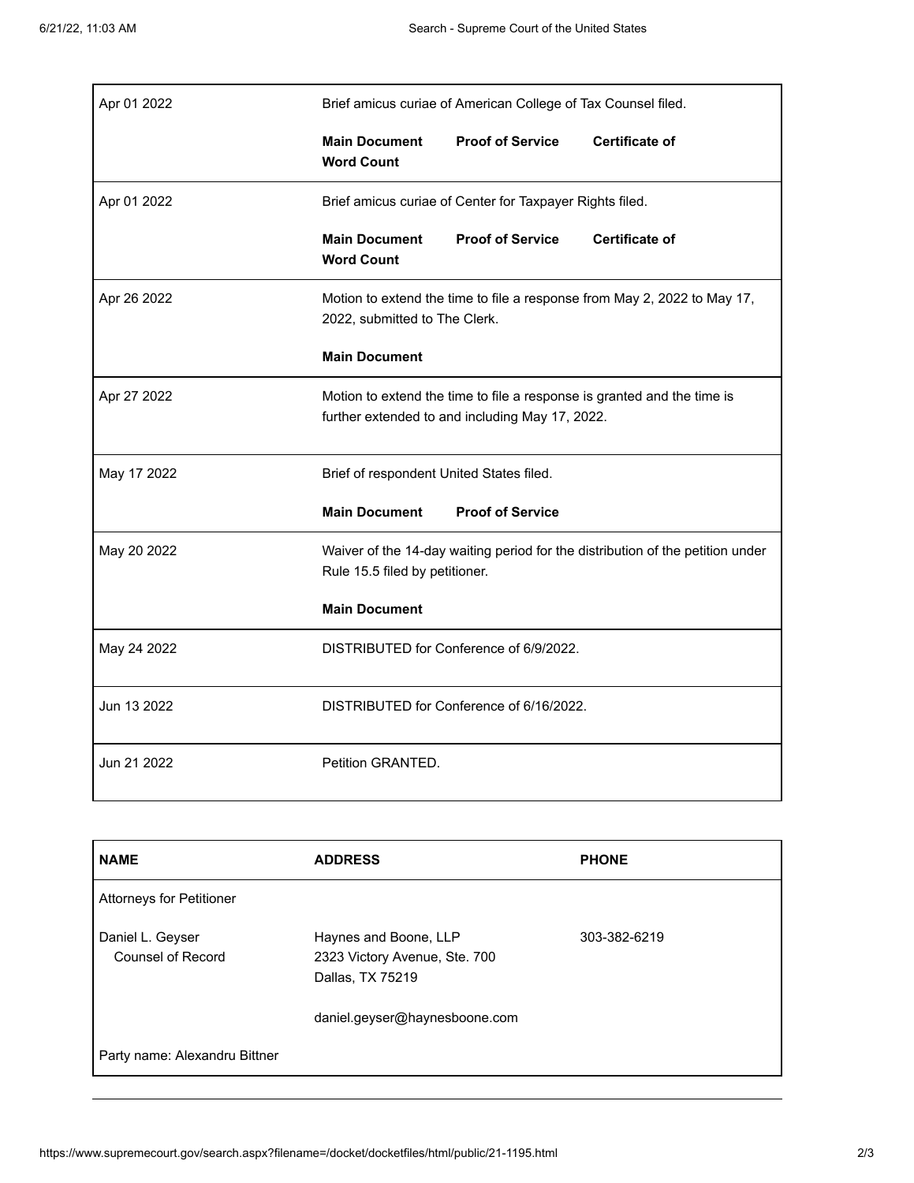| | |
|---|---|
| Apr 01 2022 | Brief amicus curiae of American College of Tax Counsel filed.<br><br>**Main Document** **Proof of Service** **Certificate of Word Count** |
| Apr 01 2022 | Brief amicus curiae of Center for Taxpayer Rights filed.<br><br>**Main Document** **Proof of Service** **Certificate of Word Count** |
| Apr 26 2022 | Motion to extend the time to file a response from May 2, 2022 to May 17, 2022, submitted to The Clerk.<br><br>**Main Document** |
| Apr 27 2022 | Motion to extend the time to file a response is granted and the time is further extended to and including May 17, 2022. |
| May 17 2022 | Brief of respondent United States filed.<br><br>**Main Document** **Proof of Service** |
| May 20 2022 | Waiver of the 14-day waiting period for the distribution of the petition under Rule 15.5 filed by petitioner.<br><br>**Main Document** |
| May 24 2022 | DISTRIBUTED for Conference of 6/9/2022. |
| Jun 13 2022 | DISTRIBUTED for Conference of 6/16/2022. |
| Jun 21 2022 | Petition GRANTED. |

| **NAME** | **ADDRESS** | **PHONE** |
|---|---|---|
| Attorneys for Petitioner | | |
| Daniel L. Geyser<br>Counsel of Record | Haynes and Boone, LLP<br>2323 Victory Avenue, Ste. 700<br>Dallas, TX 75219<br><br>daniel.geyser@haynesboone.com | 303-382-6219 |
| Party name: Alexandru Bittner | | |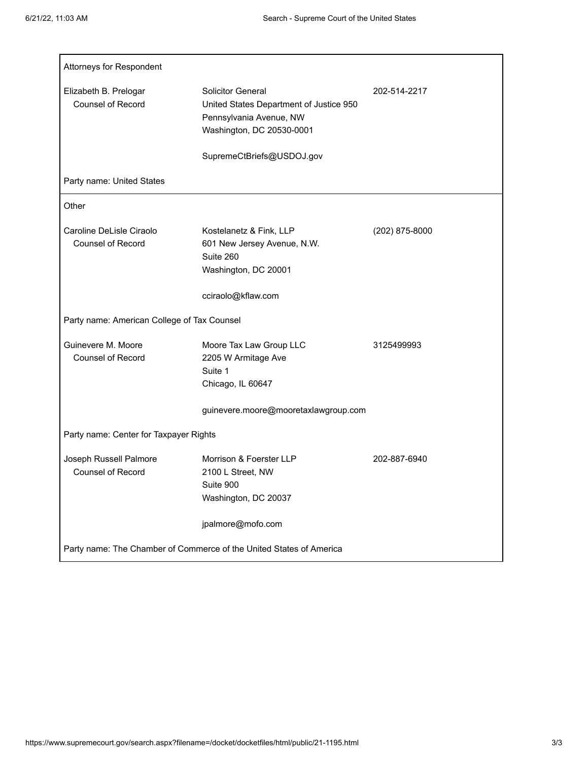| | | |
|---|---|---|
| **Attorneys for Respondent** | | |
| Elizabeth B. Prelogar<br>Counsel of Record | Solicitor General<br>United States Department of Justice 950 Pennsylvania Avenue, NW<br>Washington, DC 20530-0001<br><br>SupremeCtBriefs@USDOJ.gov | 202-514-2217 |
| Party name: United States | | |
| **Other** | | |
| Caroline DeLisle Ciraolo<br>Counsel of Record | Kostelanetz & Fink, LLP<br>601 New Jersey Avenue, N.W.<br>Suite 260<br>Washington, DC 20001<br><br>cciraolo@kflaw.com | (202) 875-8000 |
| Party name: American College of Tax Counsel | | |
| Guinevere M. Moore<br>Counsel of Record | Moore Tax Law Group LLC<br>2205 W Armitage Ave<br>Suite 1<br>Chicago, IL 60647<br><br>guinevere.moore@mooretaxlawgroup.com | 3125499993 |
| Party name: Center for Taxpayer Rights | | |
| Joseph Russell Palmore<br>Counsel of Record | Morrison & Foerster LLP<br>2100 L Street, NW<br>Suite 900<br>Washington, DC 20037<br><br>jpalmore@mofo.com | 202-887-6940 |
| Party name: The Chamber of Commerce of the United States of America | | |